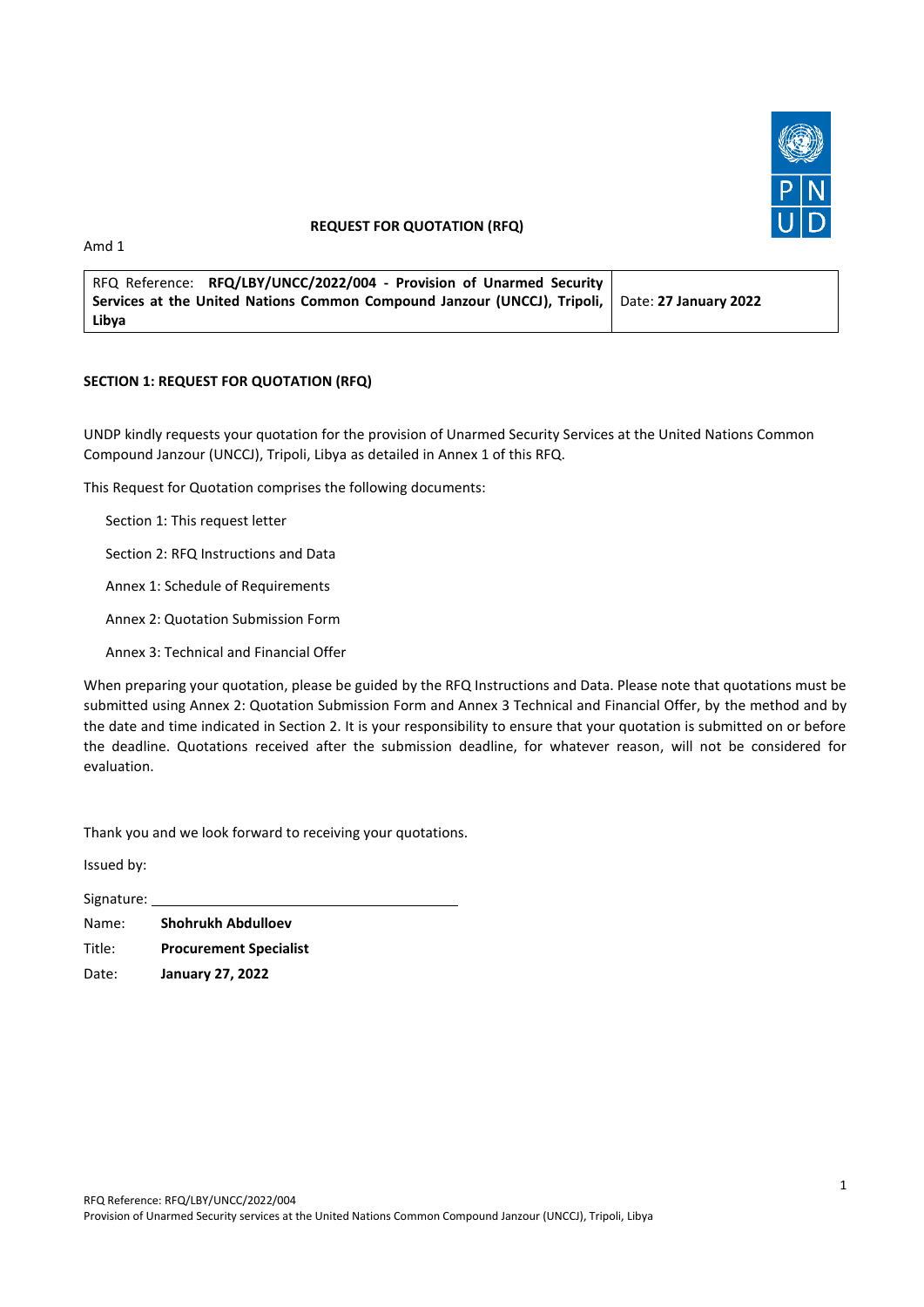## REQUEST FOR QUOTATION (RFQ)

Amd 1

| RFQ Reference: **RFQ/LBY/UNCC/2022/004 - Provision of Unarmed Security Services at the United Nations Common Compound Janzour (UNCCJ), Tripoli, Libya** | Date: **27 January 2022** |
|---|---|

### SECTION 1: REQUEST FOR QUOTATION (RFQ)

UNDP kindly requests your quotation for the provision of Unarmed Security Services at the United Nations Common Compound Janzour (UNCCJ), Tripoli, Libya as detailed in Annex 1 of this RFQ.

This Request for Quotation comprises the following documents:

- Section 1: This request letter
- Section 2: RFQ Instructions and Data
- Annex 1: Schedule of Requirements
- Annex 2: Quotation Submission Form
- Annex 3: Technical and Financial Offer

When preparing your quotation, please be guided by the RFQ Instructions and Data. Please note that quotations must be submitted using Annex 2: Quotation Submission Form and Annex 3 Technical and Financial Offer, by the method and by the date and time indicated in Section 2. It is your responsibility to ensure that your quotation is submitted on or before the deadline. Quotations received after the submission deadline, for whatever reason, will not be considered for evaluation.

Thank you and we look forward to receiving your quotations.

Issued by:

Signature: ______________________________

Name: **Shohrukh Abdulloev**

Title: **Procurement Specialist**

Date: **January 27, 2022**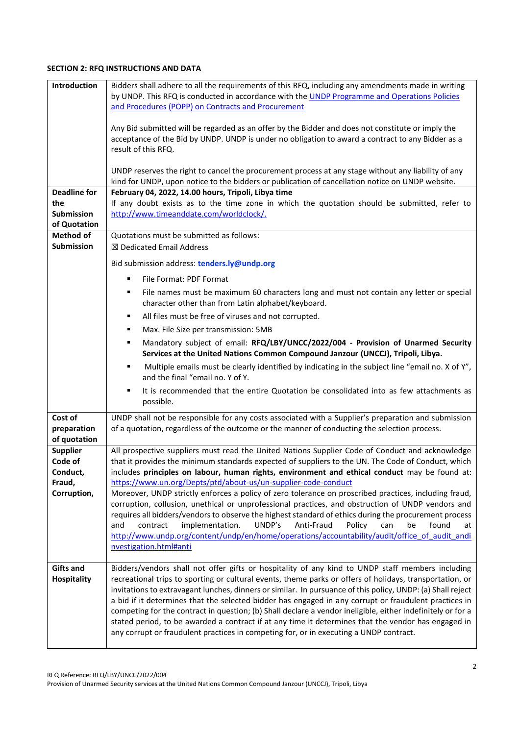## SECTION 2: RFQ INSTRUCTIONS AND DATA

| | |
|---|---|
| **Introduction** | Bidders shall adhere to all the requirements of this RFQ, including any amendments made in writing by UNDP. This RFQ is conducted in accordance with the [UNDP Programme and Operations Policies and Procedures (POPP) on Contracts and Procurement](#)<br><br>Any Bid submitted will be regarded as an offer by the Bidder and does not constitute or imply the acceptance of the Bid by UNDP. UNDP is under no obligation to award a contract to any Bidder as a result of this RFQ.<br><br>UNDP reserves the right to cancel the procurement process at any stage without any liability of any kind for UNDP, upon notice to the bidders or publication of cancellation notice on UNDP website. |
| **Deadline for the Submission of Quotation** | **February 04, 2022, 14.00 hours, Tripoli, Libya time**<br>If any doubt exists as to the time zone in which the quotation should be submitted, refer to http://www.timeanddate.com/worldclock/. |
| **Method of Submission** | Quotations must be submitted as follows:<br>☒ Dedicated Email Address<br><br>Bid submission address: **tenders.ly@undp.org**<br><br>▪ File Format: PDF Format<br>▪ File names must be maximum 60 characters long and must not contain any letter or special character other than from Latin alphabet/keyboard.<br>▪ All files must be free of viruses and not corrupted.<br>▪ Max. File Size per transmission: 5MB<br>▪ Mandatory subject of email: **RFQ/LBY/UNCC/2022/004 - Provision of Unarmed Security Services at the United Nations Common Compound Janzour (UNCCJ), Tripoli, Libya.**<br>▪ Multiple emails must be clearly identified by indicating in the subject line "email no. X of Y", and the final "email no. Y of Y.<br>▪ It is recommended that the entire Quotation be consolidated into as few attachments as possible. |
| **Cost of preparation of quotation** | UNDP shall not be responsible for any costs associated with a Supplier's preparation and submission of a quotation, regardless of the outcome or the manner of conducting the selection process. |
| **Supplier Code of Conduct, Fraud, Corruption,** | All prospective suppliers must read the United Nations Supplier Code of Conduct and acknowledge that it provides the minimum standards expected of suppliers to the UN. The Code of Conduct, which includes **principles on labour, human rights, environment and ethical conduct** may be found at: https://www.un.org/Depts/ptd/about-us/un-supplier-code-conduct<br>Moreover, UNDP strictly enforces a policy of zero tolerance on proscribed practices, including fraud, corruption, collusion, unethical or unprofessional practices, and obstruction of UNDP vendors and requires all bidders/vendors to observe the highest standard of ethics during the procurement process and contract implementation. UNDP's Anti-Fraud Policy can be found at http://www.undp.org/content/undp/en/home/operations/accountability/audit/office_of_audit_andinvestigation.html#anti |
| **Gifts and Hospitality** | Bidders/vendors shall not offer gifts or hospitality of any kind to UNDP staff members including recreational trips to sporting or cultural events, theme parks or offers of holidays, transportation, or invitations to extravagant lunches, dinners or similar. In pursuance of this policy, UNDP: (a) Shall reject a bid if it determines that the selected bidder has engaged in any corrupt or fraudulent practices in competing for the contract in question; (b) Shall declare a vendor ineligible, either indefinitely or for a stated period, to be awarded a contract if at any time it determines that the vendor has engaged in any corrupt or fraudulent practices in competing for, or in executing a UNDP contract. |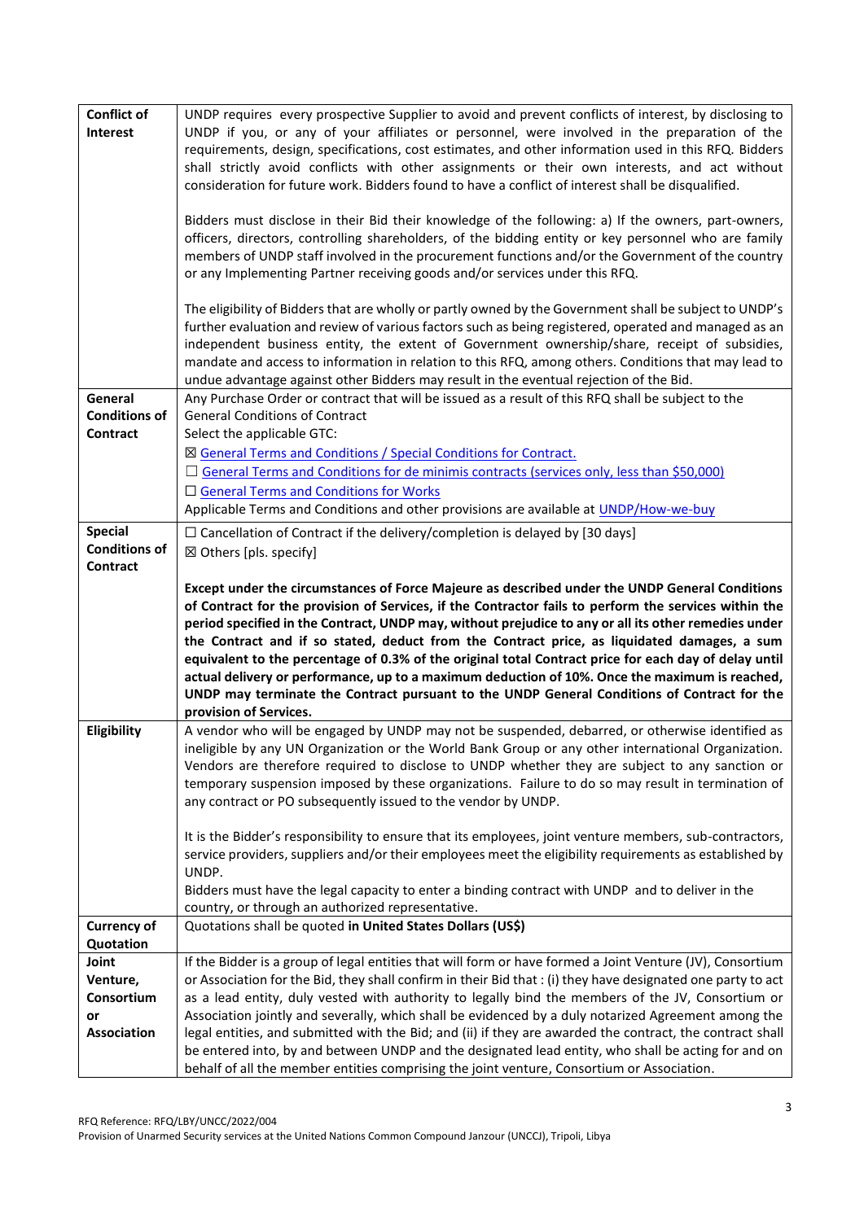| | |
|---|---|
| **Conflict of Interest** | UNDP requires every prospective Supplier to avoid and prevent conflicts of interest, by disclosing to UNDP if you, or any of your affiliates or personnel, were involved in the preparation of the requirements, design, specifications, cost estimates, and other information used in this RFQ. Bidders shall strictly avoid conflicts with other assignments or their own interests, and act without consideration for future work. Bidders found to have a conflict of interest shall be disqualified.<br><br>Bidders must disclose in their Bid their knowledge of the following: a) If the owners, part-owners, officers, directors, controlling shareholders, of the bidding entity or key personnel who are family members of UNDP staff involved in the procurement functions and/or the Government of the country or any Implementing Partner receiving goods and/or services under this RFQ.<br><br>The eligibility of Bidders that are wholly or partly owned by the Government shall be subject to UNDP's further evaluation and review of various factors such as being registered, operated and managed as an independent business entity, the extent of Government ownership/share, receipt of subsidies, mandate and access to information in relation to this RFQ, among others. Conditions that may lead to undue advantage against other Bidders may result in the eventual rejection of the Bid. |
| **General Conditions of Contract** | Any Purchase Order or contract that will be issued as a result of this RFQ shall be subject to the General Conditions of Contract<br>Select the applicable GTC:<br>☒ General Terms and Conditions / Special Conditions for Contract.<br>☐ General Terms and Conditions for de minimis contracts (services only, less than $50,000)<br>☐ General Terms and Conditions for Works<br>Applicable Terms and Conditions and other provisions are available at UNDP/How-we-buy |
| **Special Conditions of Contract** | ☐ Cancellation of Contract if the delivery/completion is delayed by [30 days]<br>☒ Others [pls. specify]<br><br>**Except under the circumstances of Force Majeure as described under the UNDP General Conditions of Contract for the provision of Services, if the Contractor fails to perform the services within the period specified in the Contract, UNDP may, without prejudice to any or all its other remedies under the Contract and if so stated, deduct from the Contract price, as liquidated damages, a sum equivalent to the percentage of 0.3% of the original total Contract price for each day of delay until actual delivery or performance, up to a maximum deduction of 10%. Once the maximum is reached, UNDP may terminate the Contract pursuant to the UNDP General Conditions of Contract for the provision of Services.** |
| **Eligibility** | A vendor who will be engaged by UNDP may not be suspended, debarred, or otherwise identified as ineligible by any UN Organization or the World Bank Group or any other international Organization. Vendors are therefore required to disclose to UNDP whether they are subject to any sanction or temporary suspension imposed by these organizations. Failure to do so may result in termination of any contract or PO subsequently issued to the vendor by UNDP.<br><br>It is the Bidder's responsibility to ensure that its employees, joint venture members, sub-contractors, service providers, suppliers and/or their employees meet the eligibility requirements as established by UNDP.<br>Bidders must have the legal capacity to enter a binding contract with UNDP and to deliver in the country, or through an authorized representative. |
| **Currency of Quotation** | Quotations shall be quoted **in United States Dollars (US$)** |
| **Joint Venture, Consortium or Association** | If the Bidder is a group of legal entities that will form or have formed a Joint Venture (JV), Consortium or Association for the Bid, they shall confirm in their Bid that : (i) they have designated one party to act as a lead entity, duly vested with authority to legally bind the members of the JV, Consortium or Association jointly and severally, which shall be evidenced by a duly notarized Agreement among the legal entities, and submitted with the Bid; and (ii) if they are awarded the contract, the contract shall be entered into, by and between UNDP and the designated lead entity, who shall be acting for and on behalf of all the member entities comprising the joint venture, Consortium or Association. |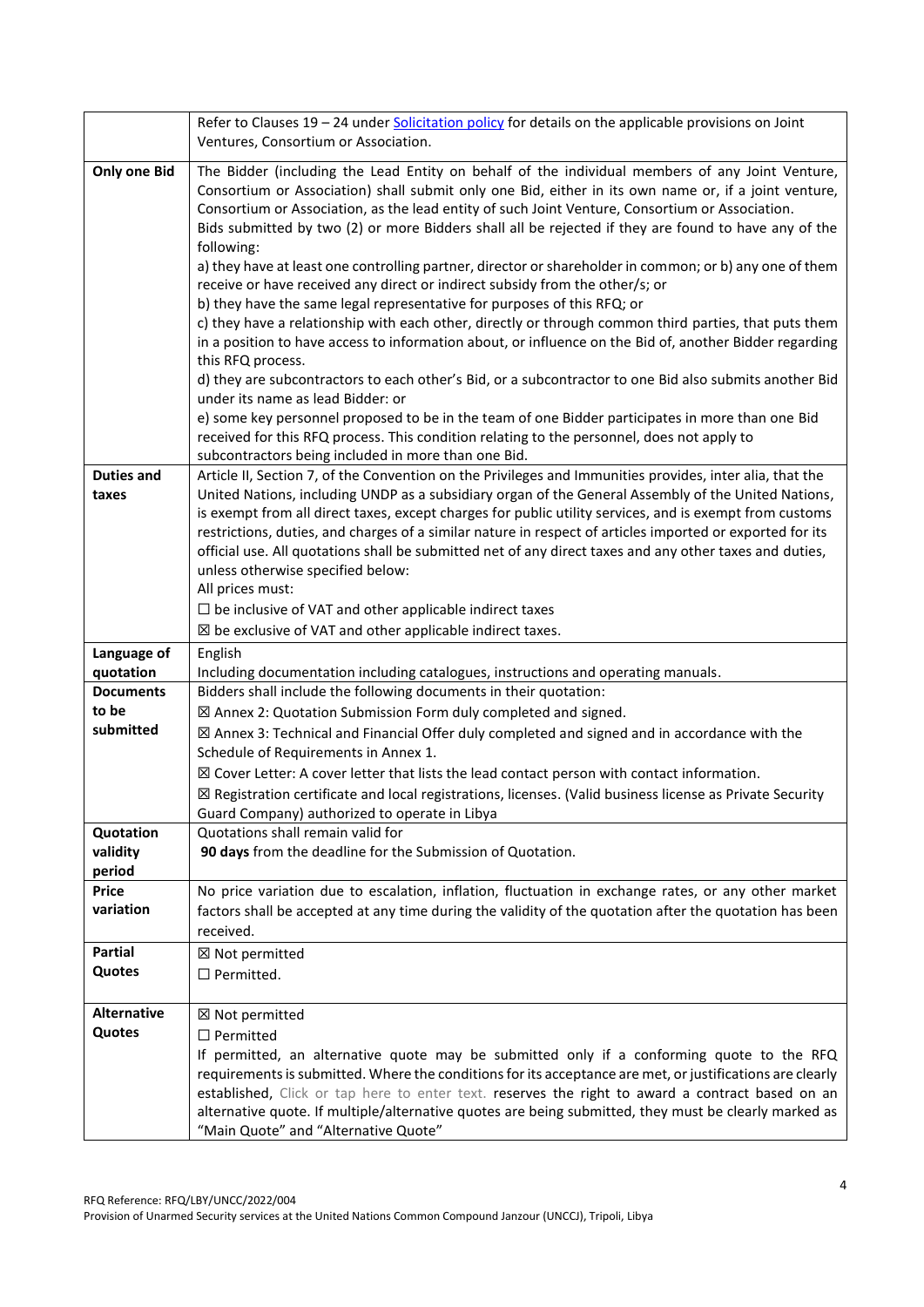| | |
|---|---|
| | Refer to Clauses 19 – 24 under [Solicitation policy] for details on the applicable provisions on Joint Ventures, Consortium or Association. |
| **Only one Bid** | The Bidder (including the Lead Entity on behalf of the individual members of any Joint Venture, Consortium or Association) shall submit only one Bid, either in its own name or, if a joint venture, Consortium or Association, as the lead entity of such Joint Venture, Consortium or Association.<br>Bids submitted by two (2) or more Bidders shall all be rejected if they are found to have any of the following:<br>a) they have at least one controlling partner, director or shareholder in common; or b) any one of them receive or have received any direct or indirect subsidy from the other/s; or<br>b) they have the same legal representative for purposes of this RFQ; or<br>c) they have a relationship with each other, directly or through common third parties, that puts them in a position to have access to information about, or influence on the Bid of, another Bidder regarding this RFQ process.<br>d) they are subcontractors to each other's Bid, or a subcontractor to one Bid also submits another Bid under its name as lead Bidder: or<br>e) some key personnel proposed to be in the team of one Bidder participates in more than one Bid received for this RFQ process. This condition relating to the personnel, does not apply to subcontractors being included in more than one Bid. |
| **Duties and taxes** | Article II, Section 7, of the Convention on the Privileges and Immunities provides, inter alia, that the United Nations, including UNDP as a subsidiary organ of the General Assembly of the United Nations, is exempt from all direct taxes, except charges for public utility services, and is exempt from customs restrictions, duties, and charges of a similar nature in respect of articles imported or exported for its official use. All quotations shall be submitted net of any direct taxes and any other taxes and duties, unless otherwise specified below:<br>All prices must:<br>☐ be inclusive of VAT and other applicable indirect taxes<br>☒ be exclusive of VAT and other applicable indirect taxes. |
| **Language of quotation** | English<br>Including documentation including catalogues, instructions and operating manuals. |
| **Documents to be submitted** | Bidders shall include the following documents in their quotation:<br>☒ Annex 2: Quotation Submission Form duly completed and signed.<br>☒ Annex 3: Technical and Financial Offer duly completed and signed and in accordance with the Schedule of Requirements in Annex 1.<br>☒ Cover Letter: A cover letter that lists the lead contact person with contact information.<br>☒ Registration certificate and local registrations, licenses. (Valid business license as Private Security Guard Company) authorized to operate in Libya |
| **Quotation validity period** | Quotations shall remain valid for<br>**90 days** from the deadline for the Submission of Quotation. |
| **Price variation** | No price variation due to escalation, inflation, fluctuation in exchange rates, or any other market factors shall be accepted at any time during the validity of the quotation after the quotation has been received. |
| **Partial Quotes** | ☒ Not permitted<br>☐ Permitted. |
| **Alternative Quotes** | ☒ Not permitted<br>☐ Permitted<br>If permitted, an alternative quote may be submitted only if a conforming quote to the RFQ requirements is submitted. Where the conditions for its acceptance are met, or justifications are clearly established, Click or tap here to enter text. reserves the right to award a contract based on an alternative quote. If multiple/alternative quotes are being submitted, they must be clearly marked as "Main Quote" and "Alternative Quote" |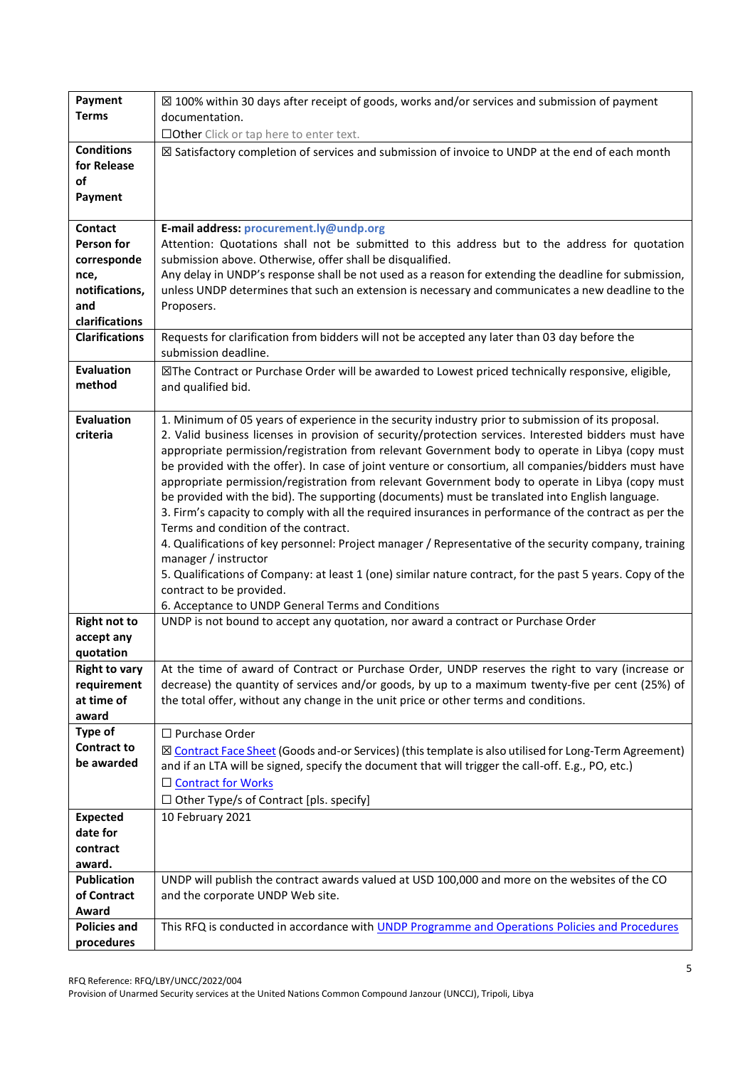| | |
|---|---|
| **Payment Terms** | ☒ 100% within 30 days after receipt of goods, works and/or services and submission of payment documentation.<br>☐Other Click or tap here to enter text. |
| **Conditions for Release of Payment** | ☒ Satisfactory completion of services and submission of invoice to UNDP at the end of each month |
| **Contact Person for correspondence, notifications, and clarifications** | **E-mail address: procurement.ly@undp.org**<br>Attention: Quotations shall not be submitted to this address but to the address for quotation submission above. Otherwise, offer shall be disqualified.<br>Any delay in UNDP's response shall be not used as a reason for extending the deadline for submission, unless UNDP determines that such an extension is necessary and communicates a new deadline to the Proposers. |
| **Clarifications** | Requests for clarification from bidders will not be accepted any later than 03 day before the submission deadline. |
| **Evaluation method** | ☒The Contract or Purchase Order will be awarded to Lowest priced technically responsive, eligible, and qualified bid. |
| **Evaluation criteria** | 1. Minimum of 05 years of experience in the security industry prior to submission of its proposal.<br>2. Valid business licenses in provision of security/protection services. Interested bidders must have appropriate permission/registration from relevant Government body to operate in Libya (copy must be provided with the offer). In case of joint venture or consortium, all companies/bidders must have appropriate permission/registration from relevant Government body to operate in Libya (copy must be provided with the bid). The supporting (documents) must be translated into English language.<br>3. Firm's capacity to comply with all the required insurances in performance of the contract as per the Terms and condition of the contract.<br>4. Qualifications of key personnel: Project manager / Representative of the security company, training manager / instructor<br>5. Qualifications of Company: at least 1 (one) similar nature contract, for the past 5 years. Copy of the contract to be provided.<br>6. Acceptance to UNDP General Terms and Conditions |
| **Right not to accept any quotation** | UNDP is not bound to accept any quotation, nor award a contract or Purchase Order |
| **Right to vary requirement at time of award** | At the time of award of Contract or Purchase Order, UNDP reserves the right to vary (increase or decrease) the quantity of services and/or goods, by up to a maximum twenty-five per cent (25%) of the total offer, without any change in the unit price or other terms and conditions. |
| **Type of Contract to be awarded** | ☐ Purchase Order<br>☒ Contract Face Sheet (Goods and-or Services) (this template is also utilised for Long-Term Agreement) and if an LTA will be signed, specify the document that will trigger the call-off. E.g., PO, etc.)<br>☐ Contract for Works<br>☐ Other Type/s of Contract [pls. specify] |
| **Expected date for contract award.** | 10 February 2021 |
| **Publication of Contract Award** | UNDP will publish the contract awards valued at USD 100,000 and more on the websites of the CO and the corporate UNDP Web site. |
| **Policies and procedures** | This RFQ is conducted in accordance with UNDP Programme and Operations Policies and Procedures |

RFQ Reference: RFQ/LBY/UNCC/2022/004
Provision of Unarmed Security services at the United Nations Common Compound Janzour (UNCCJ), Tripoli, Libya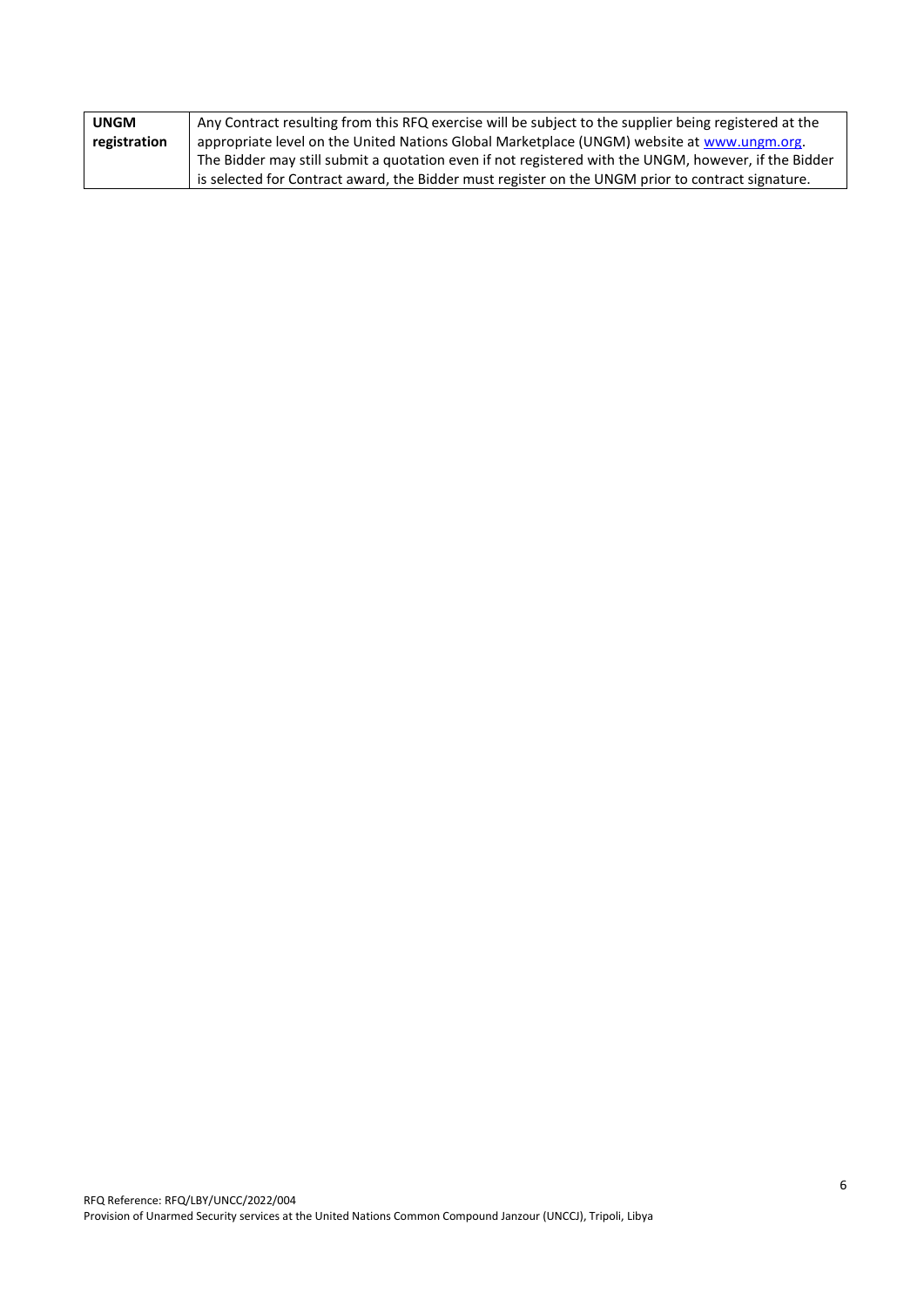| **UNGM registration** | Any Contract resulting from this RFQ exercise will be subject to the supplier being registered at the appropriate level on the United Nations Global Marketplace (UNGM) website at [www.ungm.org](http://www.ungm.org). The Bidder may still submit a quotation even if not registered with the UNGM, however, if the Bidder is selected for Contract award, the Bidder must register on the UNGM prior to contract signature. |
|---|---|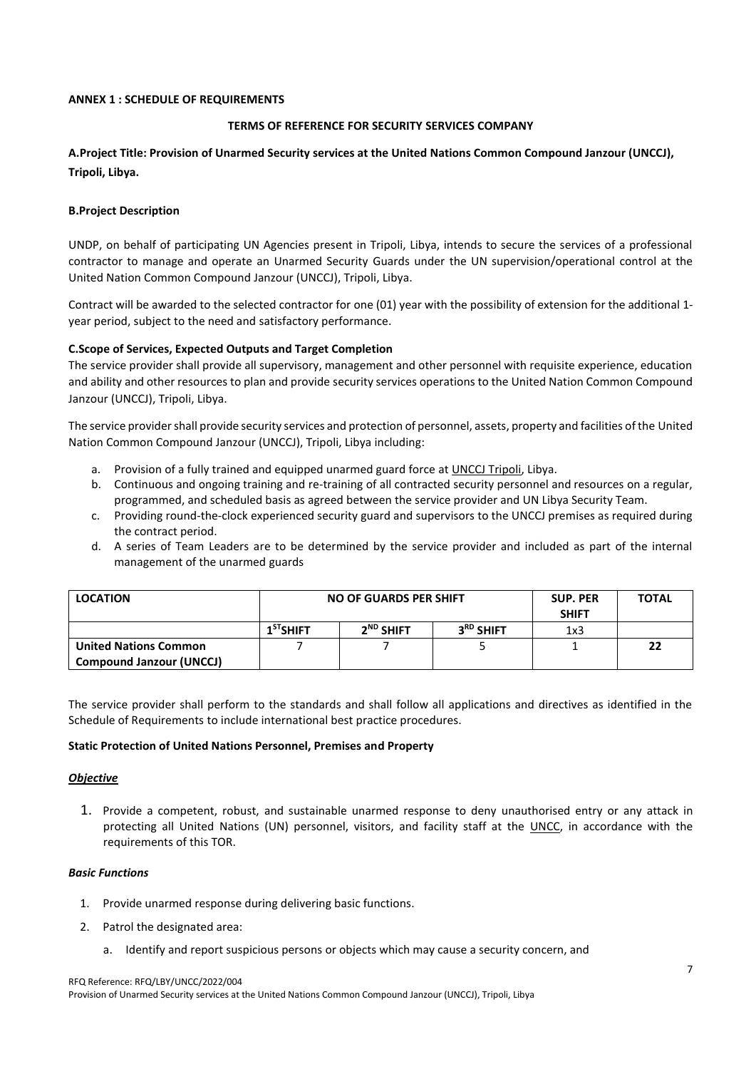**ANNEX 1 : SCHEDULE OF REQUIREMENTS**

**TERMS OF REFERENCE FOR SECURITY SERVICES COMPANY**

### A.Project Title: Provision of Unarmed Security services at the United Nations Common Compound Janzour (UNCCJ), Tripoli, Libya.

**B.Project Description**

UNDP, on behalf of participating UN Agencies present in Tripoli, Libya, intends to secure the services of a professional contractor to manage and operate an Unarmed Security Guards under the UN supervision/operational control at the United Nation Common Compound Janzour (UNCCJ), Tripoli, Libya.

Contract will be awarded to the selected contractor for one (01) year with the possibility of extension for the additional 1-year period, subject to the need and satisfactory performance.

**C.Scope of Services, Expected Outputs and Target Completion**

The service provider shall provide all supervisory, management and other personnel with requisite experience, education and ability and other resources to plan and provide security services operations to the United Nation Common Compound Janzour (UNCCJ), Tripoli, Libya.

The service provider shall provide security services and protection of personnel, assets, property and facilities of the United Nation Common Compound Janzour (UNCCJ), Tripoli, Libya including:

a. Provision of a fully trained and equipped unarmed guard force at UNCCJ Tripoli, Libya.
b. Continuous and ongoing training and re-training of all contracted security personnel and resources on a regular, programmed, and scheduled basis as agreed between the service provider and UN Libya Security Team.
c. Providing round-the-clock experienced security guard and supervisors to the UNCCJ premises as required during the contract period.
d. A series of Team Leaders are to be determined by the service provider and included as part of the internal management of the unarmed guards

| LOCATION | NO OF GUARDS PER SHIFT | | | SUP. PER SHIFT | TOTAL |
|---|---|---|---|---|---|
| | 1ST SHIFT | 2ND SHIFT | 3RD SHIFT | 1x3 | |
| United Nations Common Compound Janzour (UNCCJ) | 7 | 7 | 5 | 1 | 22 |

The service provider shall perform to the standards and shall follow all applications and directives as identified in the Schedule of Requirements to include international best practice procedures.

**Static Protection of United Nations Personnel, Premises and Property**

***Objective***

1. Provide a competent, robust, and sustainable unarmed response to deny unauthorised entry or any attack in protecting all United Nations (UN) personnel, visitors, and facility staff at the UNCC, in accordance with the requirements of this TOR.

***Basic Functions***

1. Provide unarmed response during delivering basic functions.
2. Patrol the designated area:
   a. Identify and report suspicious persons or objects which may cause a security concern, and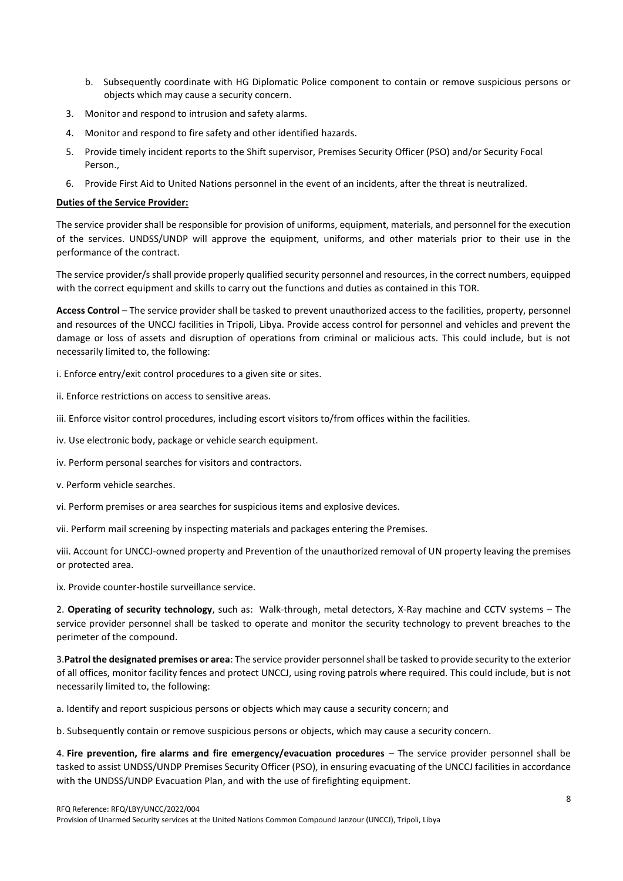b. Subsequently coordinate with HG Diplomatic Police component to contain or remove suspicious persons or objects which may cause a security concern.

3. Monitor and respond to intrusion and safety alarms.
4. Monitor and respond to fire safety and other identified hazards.
5. Provide timely incident reports to the Shift supervisor, Premises Security Officer (PSO) and/or Security Focal Person.,
6. Provide First Aid to United Nations personnel in the event of an incidents, after the threat is neutralized.

**Duties of the Service Provider:**

The service provider shall be responsible for provision of uniforms, equipment, materials, and personnel for the execution of the services. UNDSS/UNDP will approve the equipment, uniforms, and other materials prior to their use in the performance of the contract.

The service provider/s shall provide properly qualified security personnel and resources, in the correct numbers, equipped with the correct equipment and skills to carry out the functions and duties as contained in this TOR.

**Access Control** – The service provider shall be tasked to prevent unauthorized access to the facilities, property, personnel and resources of the UNCCJ facilities in Tripoli, Libya. Provide access control for personnel and vehicles and prevent the damage or loss of assets and disruption of operations from criminal or malicious acts. This could include, but is not necessarily limited to, the following:

i. Enforce entry/exit control procedures to a given site or sites.

ii. Enforce restrictions on access to sensitive areas.

iii. Enforce visitor control procedures, including escort visitors to/from offices within the facilities.

iv. Use electronic body, package or vehicle search equipment.

iv. Perform personal searches for visitors and contractors.

v. Perform vehicle searches.

vi. Perform premises or area searches for suspicious items and explosive devices.

vii. Perform mail screening by inspecting materials and packages entering the Premises.

viii. Account for UNCCJ-owned property and Prevention of the unauthorized removal of UN property leaving the premises or protected area.

ix. Provide counter-hostile surveillance service.

2. **Operating of security technology**, such as: Walk-through, metal detectors, X-Ray machine and CCTV systems – The service provider personnel shall be tasked to operate and monitor the security technology to prevent breaches to the perimeter of the compound.

3. **Patrol the designated premises or area**: The service provider personnel shall be tasked to provide security to the exterior of all offices, monitor facility fences and protect UNCCJ, using roving patrols where required. This could include, but is not necessarily limited to, the following:

a. Identify and report suspicious persons or objects which may cause a security concern; and

b. Subsequently contain or remove suspicious persons or objects, which may cause a security concern.

4. **Fire prevention, fire alarms and fire emergency/evacuation procedures** – The service provider personnel shall be tasked to assist UNDSS/UNDP Premises Security Officer (PSO), in ensuring evacuating of the UNCCJ facilities in accordance with the UNDSS/UNDP Evacuation Plan, and with the use of firefighting equipment.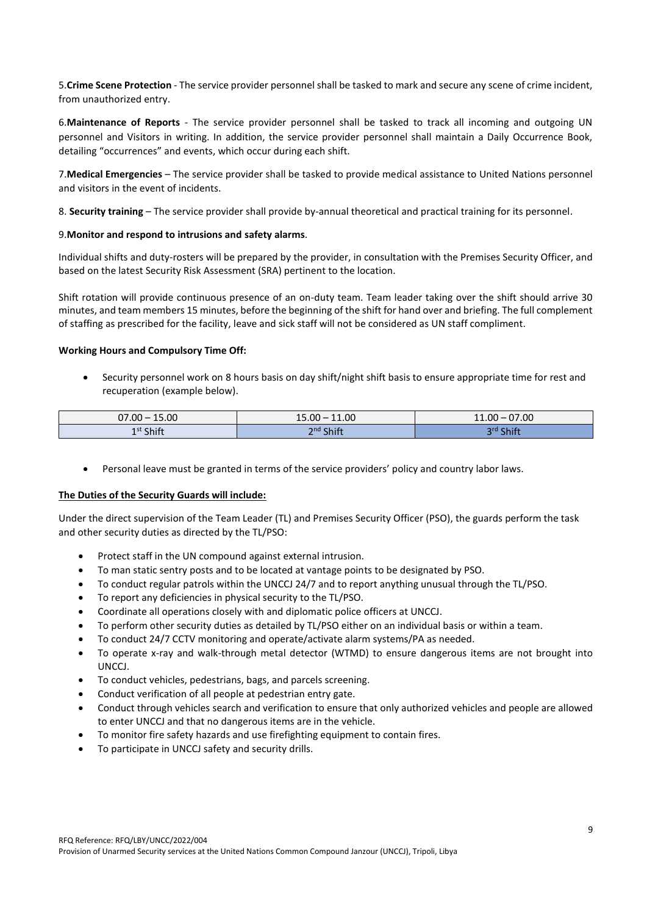5.**Crime Scene Protection** - The service provider personnel shall be tasked to mark and secure any scene of crime incident, from unauthorized entry.

6.**Maintenance of Reports** - The service provider personnel shall be tasked to track all incoming and outgoing UN personnel and Visitors in writing. In addition, the service provider personnel shall maintain a Daily Occurrence Book, detailing "occurrences" and events, which occur during each shift.

7.**Medical Emergencies** – The service provider shall be tasked to provide medical assistance to United Nations personnel and visitors in the event of incidents.

8. **Security training** – The service provider shall provide by-annual theoretical and practical training for its personnel.

9.**Monitor and respond to intrusions and safety alarms**.

Individual shifts and duty-rosters will be prepared by the provider, in consultation with the Premises Security Officer, and based on the latest Security Risk Assessment (SRA) pertinent to the location.

Shift rotation will provide continuous presence of an on-duty team. Team leader taking over the shift should arrive 30 minutes, and team members 15 minutes, before the beginning of the shift for hand over and briefing. The full complement of staffing as prescribed for the facility, leave and sick staff will not be considered as UN staff compliment.

**Working Hours and Compulsory Time Off:**

- Security personnel work on 8 hours basis on day shift/night shift basis to ensure appropriate time for rest and recuperation (example below).

| 07.00 – 15.00 | 15.00 – 11.00 | 11.00 – 07.00 |
|---|---|---|
| 1st Shift | 2nd Shift | 3rd Shift |

- Personal leave must be granted in terms of the service providers' policy and country labor laws.

**The Duties of the Security Guards will include:**

Under the direct supervision of the Team Leader (TL) and Premises Security Officer (PSO), the guards perform the task and other security duties as directed by the TL/PSO:

- Protect staff in the UN compound against external intrusion.
- To man static sentry posts and to be located at vantage points to be designated by PSO.
- To conduct regular patrols within the UNCCJ 24/7 and to report anything unusual through the TL/PSO.
- To report any deficiencies in physical security to the TL/PSO.
- Coordinate all operations closely with and diplomatic police officers at UNCCJ.
- To perform other security duties as detailed by TL/PSO either on an individual basis or within a team.
- To conduct 24/7 CCTV monitoring and operate/activate alarm systems/PA as needed.
- To operate x-ray and walk-through metal detector (WTMD) to ensure dangerous items are not brought into UNCCJ.
- To conduct vehicles, pedestrians, bags, and parcels screening.
- Conduct verification of all people at pedestrian entry gate.
- Conduct through vehicles search and verification to ensure that only authorized vehicles and people are allowed to enter UNCCJ and that no dangerous items are in the vehicle.
- To monitor fire safety hazards and use firefighting equipment to contain fires.
- To participate in UNCCJ safety and security drills.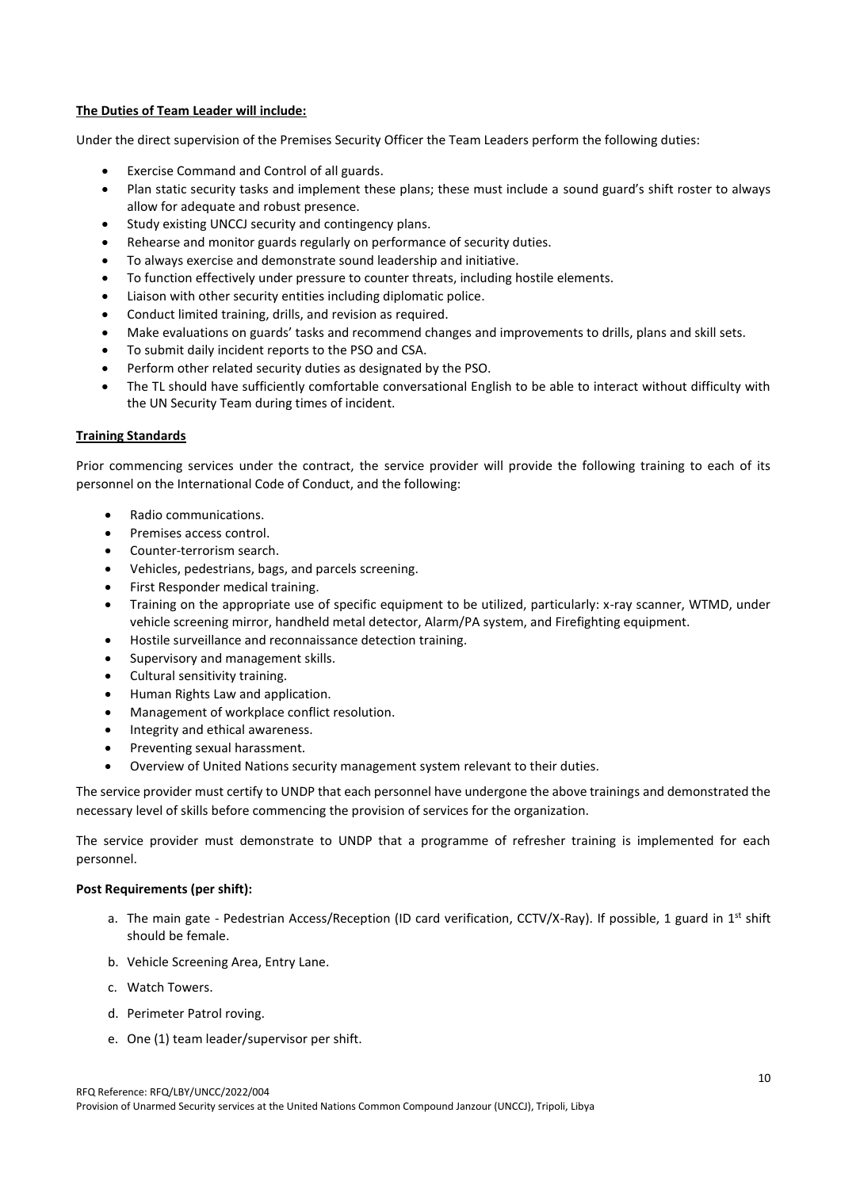**The Duties of Team Leader will include:**

Under the direct supervision of the Premises Security Officer the Team Leaders perform the following duties:

- Exercise Command and Control of all guards.
- Plan static security tasks and implement these plans; these must include a sound guard's shift roster to always allow for adequate and robust presence.
- Study existing UNCCJ security and contingency plans.
- Rehearse and monitor guards regularly on performance of security duties.
- To always exercise and demonstrate sound leadership and initiative.
- To function effectively under pressure to counter threats, including hostile elements.
- Liaison with other security entities including diplomatic police.
- Conduct limited training, drills, and revision as required.
- Make evaluations on guards' tasks and recommend changes and improvements to drills, plans and skill sets.
- To submit daily incident reports to the PSO and CSA.
- Perform other related security duties as designated by the PSO.
- The TL should have sufficiently comfortable conversational English to be able to interact without difficulty with the UN Security Team during times of incident.

**Training Standards**

Prior commencing services under the contract, the service provider will provide the following training to each of its personnel on the International Code of Conduct, and the following:

- Radio communications.
- Premises access control.
- Counter-terrorism search.
- Vehicles, pedestrians, bags, and parcels screening.
- First Responder medical training.
- Training on the appropriate use of specific equipment to be utilized, particularly: x-ray scanner, WTMD, under vehicle screening mirror, handheld metal detector, Alarm/PA system, and Firefighting equipment.
- Hostile surveillance and reconnaissance detection training.
- Supervisory and management skills.
- Cultural sensitivity training.
- Human Rights Law and application.
- Management of workplace conflict resolution.
- Integrity and ethical awareness.
- Preventing sexual harassment.
- Overview of United Nations security management system relevant to their duties.

The service provider must certify to UNDP that each personnel have undergone the above trainings and demonstrated the necessary level of skills before commencing the provision of services for the organization.

The service provider must demonstrate to UNDP that a programme of refresher training is implemented for each personnel.

**Post Requirements (per shift):**

a. The main gate - Pedestrian Access/Reception (ID card verification, CCTV/X-Ray). If possible, 1 guard in 1st shift should be female.

b. Vehicle Screening Area, Entry Lane.

c. Watch Towers.

d. Perimeter Patrol roving.

e. One (1) team leader/supervisor per shift.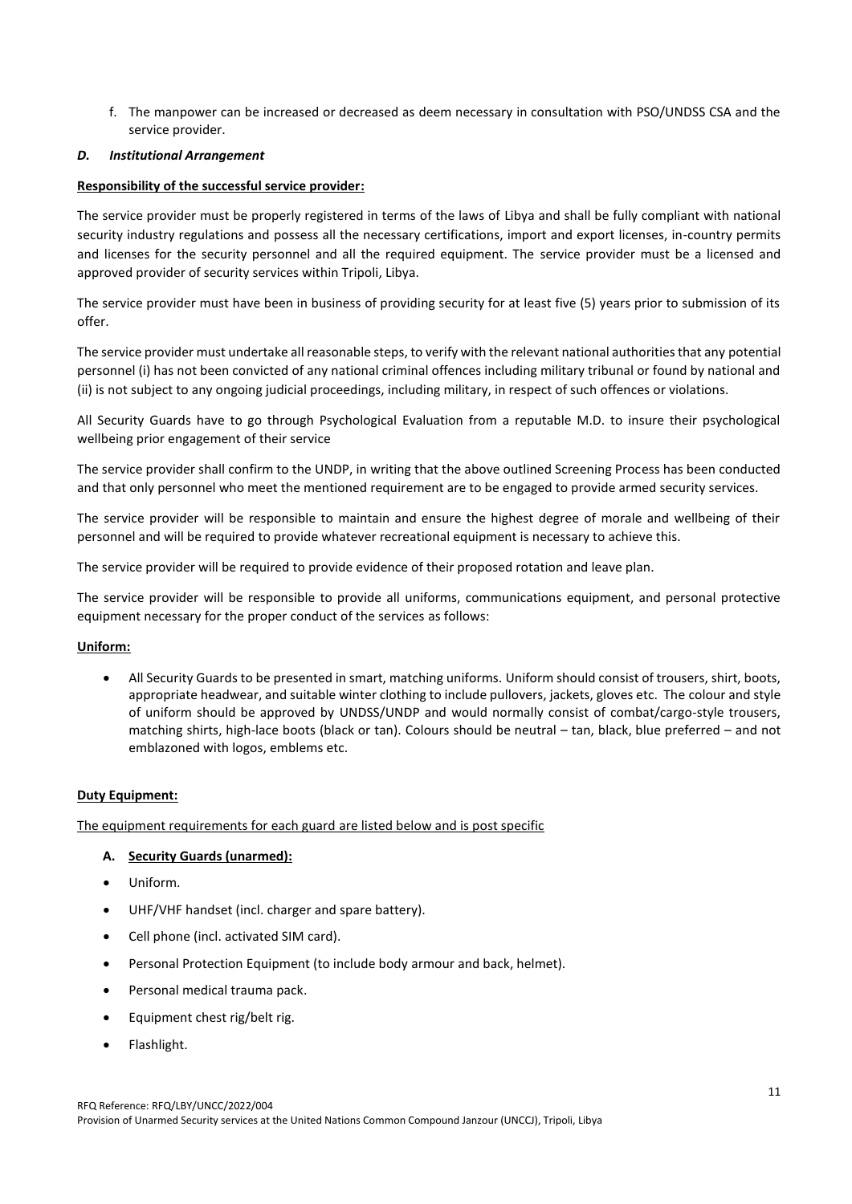f. The manpower can be increased or decreased as deem necessary in consultation with PSO/UNDSS CSA and the service provider.

### *D. Institutional Arrangement*

**Responsibility of the successful service provider:**

The service provider must be properly registered in terms of the laws of Libya and shall be fully compliant with national security industry regulations and possess all the necessary certifications, import and export licenses, in-country permits and licenses for the security personnel and all the required equipment. The service provider must be a licensed and approved provider of security services within Tripoli, Libya.

The service provider must have been in business of providing security for at least five (5) years prior to submission of its offer.

The service provider must undertake all reasonable steps, to verify with the relevant national authorities that any potential personnel (i) has not been convicted of any national criminal offences including military tribunal or found by national and (ii) is not subject to any ongoing judicial proceedings, including military, in respect of such offences or violations.

All Security Guards have to go through Psychological Evaluation from a reputable M.D. to insure their psychological wellbeing prior engagement of their service

The service provider shall confirm to the UNDP, in writing that the above outlined Screening Process has been conducted and that only personnel who meet the mentioned requirement are to be engaged to provide armed security services.

The service provider will be responsible to maintain and ensure the highest degree of morale and wellbeing of their personnel and will be required to provide whatever recreational equipment is necessary to achieve this.

The service provider will be required to provide evidence of their proposed rotation and leave plan.

The service provider will be responsible to provide all uniforms, communications equipment, and personal protective equipment necessary for the proper conduct of the services as follows:

**Uniform:**

- All Security Guards to be presented in smart, matching uniforms. Uniform should consist of trousers, shirt, boots, appropriate headwear, and suitable winter clothing to include pullovers, jackets, gloves etc. The colour and style of uniform should be approved by UNDSS/UNDP and would normally consist of combat/cargo-style trousers, matching shirts, high-lace boots (black or tan). Colours should be neutral – tan, black, blue preferred – and not emblazoned with logos, emblems etc.

**Duty Equipment:**

The equipment requirements for each guard are listed below and is post specific

**A. Security Guards (unarmed):**

- Uniform.
- UHF/VHF handset (incl. charger and spare battery).
- Cell phone (incl. activated SIM card).
- Personal Protection Equipment (to include body armour and back, helmet).
- Personal medical trauma pack.
- Equipment chest rig/belt rig.
- Flashlight.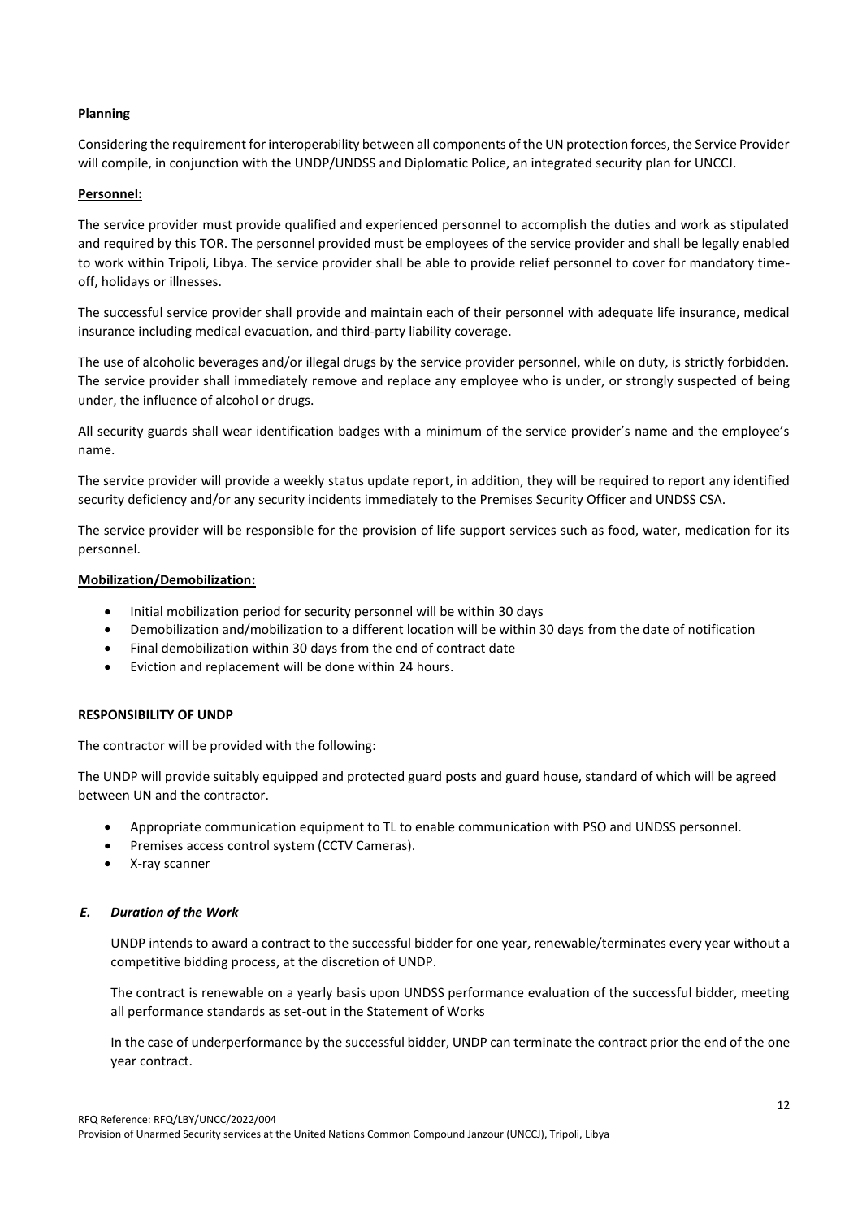**Planning**

Considering the requirement for interoperability between all components of the UN protection forces, the Service Provider will compile, in conjunction with the UNDP/UNDSS and Diplomatic Police, an integrated security plan for UNCCJ.

**Personnel:**

The service provider must provide qualified and experienced personnel to accomplish the duties and work as stipulated and required by this TOR. The personnel provided must be employees of the service provider and shall be legally enabled to work within Tripoli, Libya. The service provider shall be able to provide relief personnel to cover for mandatory time-off, holidays or illnesses.

The successful service provider shall provide and maintain each of their personnel with adequate life insurance, medical insurance including medical evacuation, and third-party liability coverage.

The use of alcoholic beverages and/or illegal drugs by the service provider personnel, while on duty, is strictly forbidden. The service provider shall immediately remove and replace any employee who is under, or strongly suspected of being under, the influence of alcohol or drugs.

All security guards shall wear identification badges with a minimum of the service provider's name and the employee's name.

The service provider will provide a weekly status update report, in addition, they will be required to report any identified security deficiency and/or any security incidents immediately to the Premises Security Officer and UNDSS CSA.

The service provider will be responsible for the provision of life support services such as food, water, medication for its personnel.

**Mobilization/Demobilization:**

- Initial mobilization period for security personnel will be within 30 days
- Demobilization and/mobilization to a different location will be within 30 days from the date of notification
- Final demobilization within 30 days from the end of contract date
- Eviction and replacement will be done within 24 hours.

**RESPONSIBILITY OF UNDP**

The contractor will be provided with the following:

The UNDP will provide suitably equipped and protected guard posts and guard house, standard of which will be agreed between UN and the contractor.

- Appropriate communication equipment to TL to enable communication with PSO and UNDSS personnel.
- Premises access control system (CCTV Cameras).
- X-ray scanner

### *E. Duration of the Work*

UNDP intends to award a contract to the successful bidder for one year, renewable/terminates every year without a competitive bidding process, at the discretion of UNDP.

The contract is renewable on a yearly basis upon UNDSS performance evaluation of the successful bidder, meeting all performance standards as set-out in the Statement of Works

In the case of underperformance by the successful bidder, UNDP can terminate the contract prior the end of the one year contract.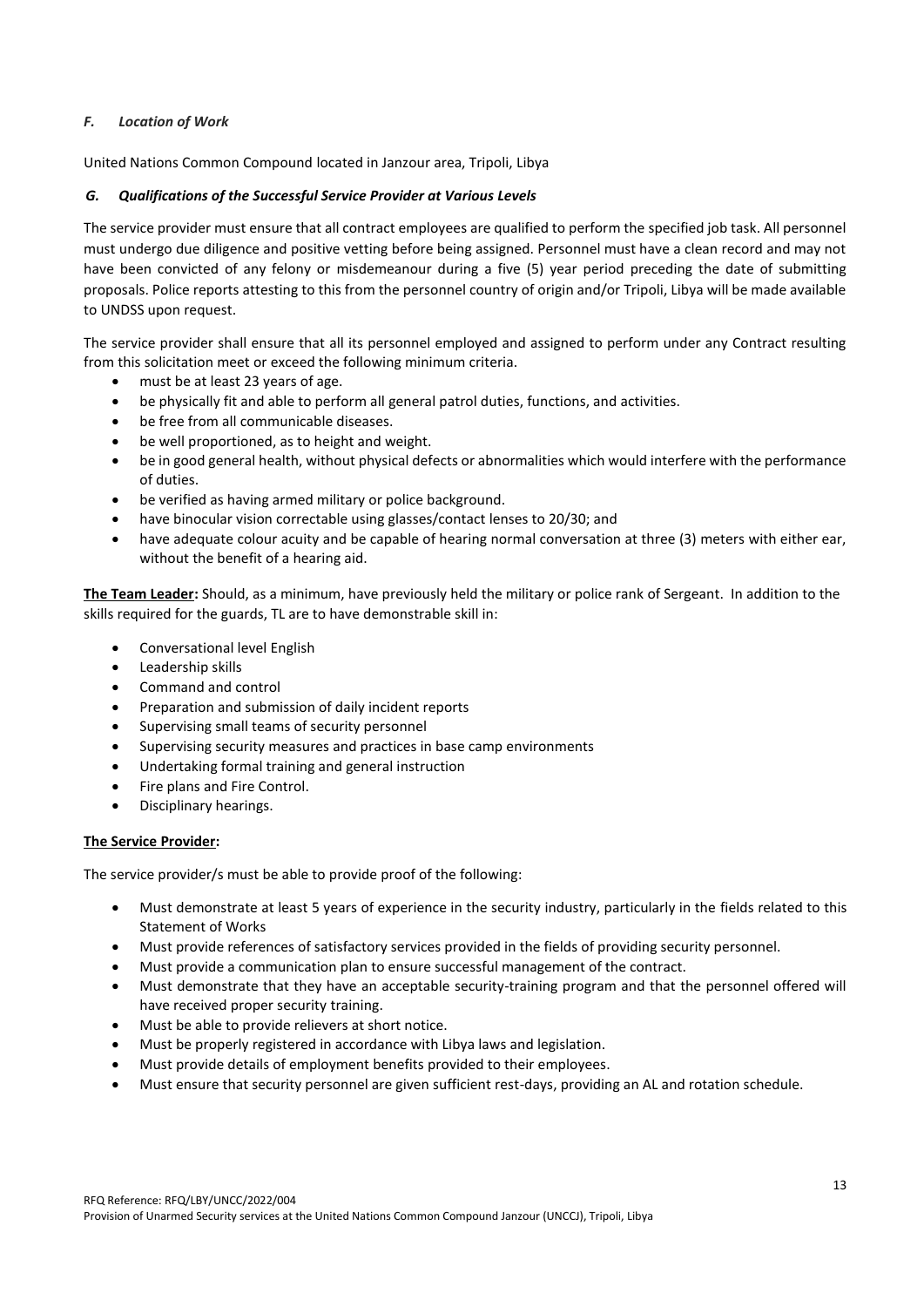### *F. Location of Work*

United Nations Common Compound located in Janzour area, Tripoli, Libya

### *G. Qualifications of the Successful Service Provider at Various Levels*

The service provider must ensure that all contract employees are qualified to perform the specified job task. All personnel must undergo due diligence and positive vetting before being assigned. Personnel must have a clean record and may not have been convicted of any felony or misdemeanour during a five (5) year period preceding the date of submitting proposals. Police reports attesting to this from the personnel country of origin and/or Tripoli, Libya will be made available to UNDSS upon request.

The service provider shall ensure that all its personnel employed and assigned to perform under any Contract resulting from this solicitation meet or exceed the following minimum criteria.

- must be at least 23 years of age.
- be physically fit and able to perform all general patrol duties, functions, and activities.
- be free from all communicable diseases.
- be well proportioned, as to height and weight.
- be in good general health, without physical defects or abnormalities which would interfere with the performance of duties.
- be verified as having armed military or police background.
- have binocular vision correctable using glasses/contact lenses to 20/30; and
- have adequate colour acuity and be capable of hearing normal conversation at three (3) meters with either ear, without the benefit of a hearing aid.

**The Team Leader:** Should, as a minimum, have previously held the military or police rank of Sergeant. In addition to the skills required for the guards, TL are to have demonstrable skill in:

- Conversational level English
- Leadership skills
- Command and control
- Preparation and submission of daily incident reports
- Supervising small teams of security personnel
- Supervising security measures and practices in base camp environments
- Undertaking formal training and general instruction
- Fire plans and Fire Control.
- Disciplinary hearings.

**The Service Provider:**

The service provider/s must be able to provide proof of the following:

- Must demonstrate at least 5 years of experience in the security industry, particularly in the fields related to this Statement of Works
- Must provide references of satisfactory services provided in the fields of providing security personnel.
- Must provide a communication plan to ensure successful management of the contract.
- Must demonstrate that they have an acceptable security-training program and that the personnel offered will have received proper security training.
- Must be able to provide relievers at short notice.
- Must be properly registered in accordance with Libya laws and legislation.
- Must provide details of employment benefits provided to their employees.
- Must ensure that security personnel are given sufficient rest-days, providing an AL and rotation schedule.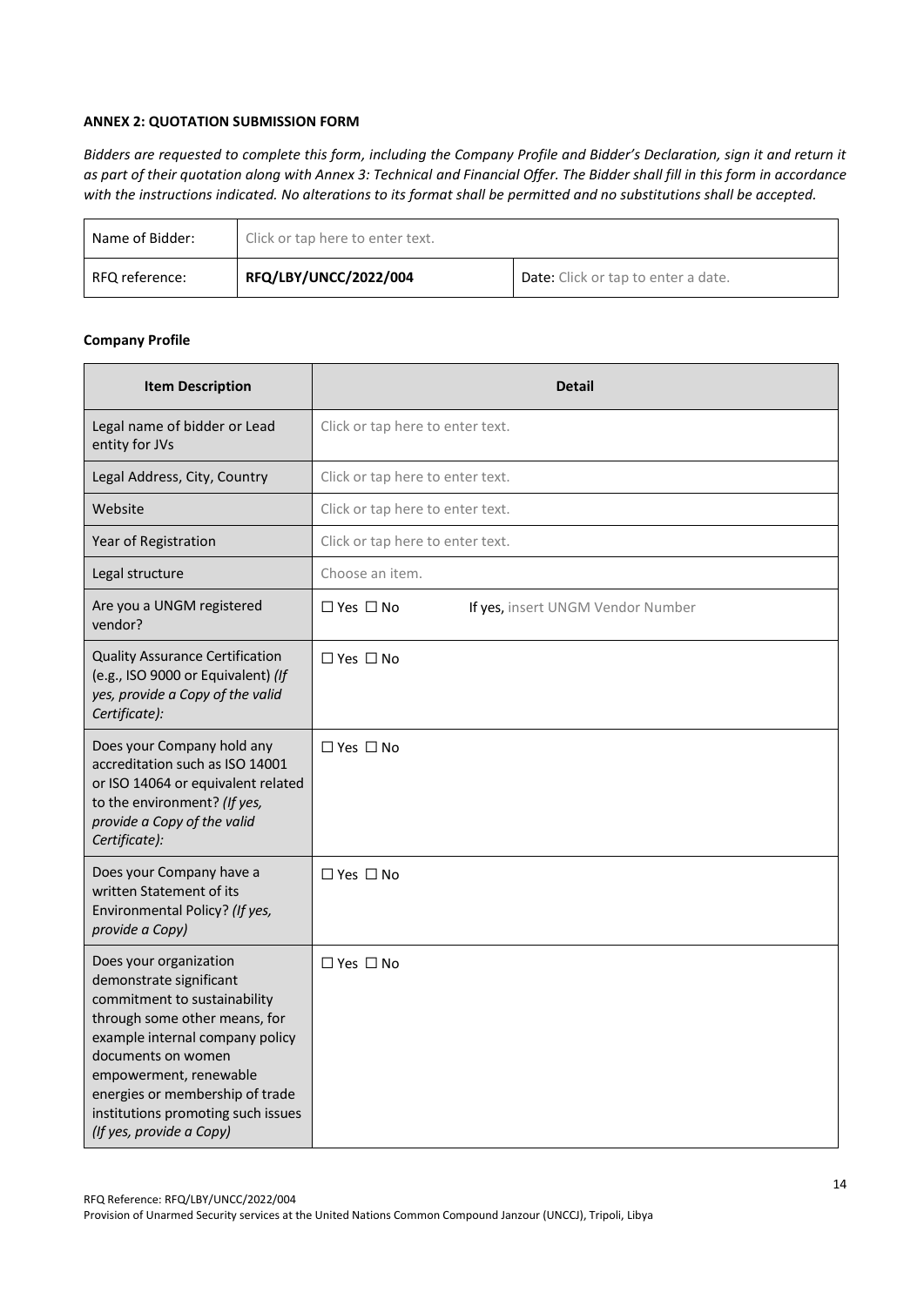**ANNEX 2: QUOTATION SUBMISSION FORM**

*Bidders are requested to complete this form, including the Company Profile and Bidder's Declaration, sign it and return it as part of their quotation along with Annex 3: Technical and Financial Offer. The Bidder shall fill in this form in accordance with the instructions indicated. No alterations to its format shall be permitted and no substitutions shall be accepted.*

| Name of Bidder: | Click or tap here to enter text. | |
|---|---|---|
| RFQ reference: | **RFQ/LBY/UNCC/2022/004** | **Date:** Click or tap to enter a date. |

**Company Profile**

| Item Description | Detail |
|---|---|
| Legal name of bidder or Lead entity for JVs | Click or tap here to enter text. |
| Legal Address, City, Country | Click or tap here to enter text. |
| Website | Click or tap here to enter text. |
| Year of Registration | Click or tap here to enter text. |
| Legal structure | Choose an item. |
| Are you a UNGM registered vendor? | ☐ Yes ☐ No If yes, insert UNGM Vendor Number |
| Quality Assurance Certification (e.g., ISO 9000 or Equivalent) *(If yes, provide a Copy of the valid Certificate):* | ☐ Yes ☐ No |
| Does your Company hold any accreditation such as ISO 14001 or ISO 14064 or equivalent related to the environment? *(If yes, provide a Copy of the valid Certificate):* | ☐ Yes ☐ No |
| Does your Company have a written Statement of its Environmental Policy? *(If yes, provide a Copy)* | ☐ Yes ☐ No |
| Does your organization demonstrate significant commitment to sustainability through some other means, for example internal company policy documents on women empowerment, renewable energies or membership of trade institutions promoting such issues *(If yes, provide a Copy)* | ☐ Yes ☐ No |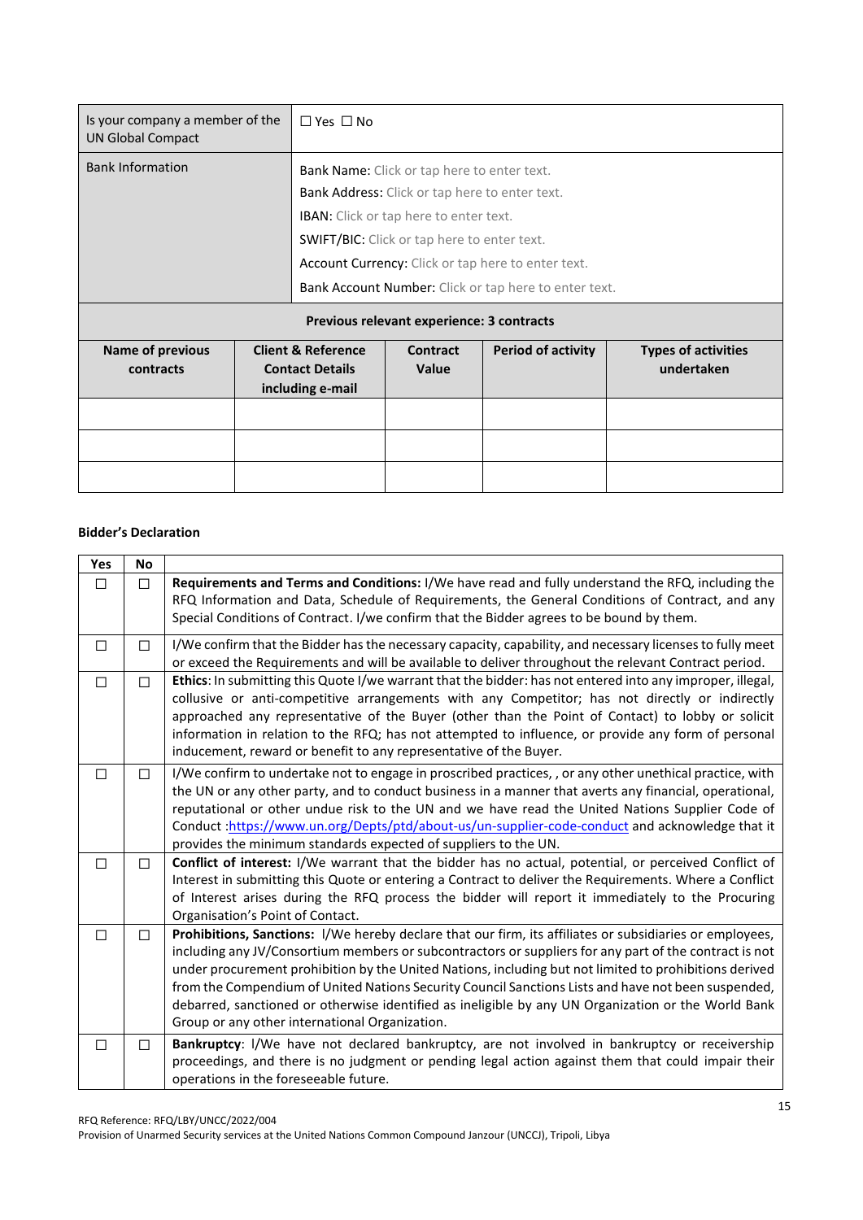| Is your company a member of the UN Global Compact | ☐ Yes ☐ No |
|---|---|
| Bank Information | Bank Name: Click or tap here to enter text.<br>Bank Address: Click or tap here to enter text.<br>IBAN: Click or tap here to enter text.<br>SWIFT/BIC: Click or tap here to enter text.<br>Account Currency: Click or tap here to enter text.<br>Bank Account Number: Click or tap here to enter text. |

**Previous relevant experience: 3 contracts**

| Name of previous contracts | Client & Reference Contact Details including e-mail | Contract Value | Period of activity | Types of activities undertaken |
|---|---|---|---|---|
| | | | | |
| | | | | |
| | | | | |

**Bidder's Declaration**

| Yes | No | |
|---|---|---|
| ☐ | ☐ | **Requirements and Terms and Conditions:** I/We have read and fully understand the RFQ, including the RFQ Information and Data, Schedule of Requirements, the General Conditions of Contract, and any Special Conditions of Contract. I/we confirm that the Bidder agrees to be bound by them. |
| ☐ | ☐ | I/We confirm that the Bidder has the necessary capacity, capability, and necessary licenses to fully meet or exceed the Requirements and will be available to deliver throughout the relevant Contract period. |
| ☐ | ☐ | **Ethics**: In submitting this Quote I/we warrant that the bidder: has not entered into any improper, illegal, collusive or anti-competitive arrangements with any Competitor; has not directly or indirectly approached any representative of the Buyer (other than the Point of Contact) to lobby or solicit information in relation to the RFQ; has not attempted to influence, or provide any form of personal inducement, reward or benefit to any representative of the Buyer. |
| ☐ | ☐ | I/We confirm to undertake not to engage in proscribed practices, , or any other unethical practice, with the UN or any other party, and to conduct business in a manner that averts any financial, operational, reputational or other undue risk to the UN and we have read the United Nations Supplier Code of Conduct :https://www.un.org/Depts/ptd/about-us/un-supplier-code-conduct and acknowledge that it provides the minimum standards expected of suppliers to the UN. |
| ☐ | ☐ | **Conflict of interest:** I/We warrant that the bidder has no actual, potential, or perceived Conflict of Interest in submitting this Quote or entering a Contract to deliver the Requirements. Where a Conflict of Interest arises during the RFQ process the bidder will report it immediately to the Procuring Organisation's Point of Contact. |
| ☐ | ☐ | **Prohibitions, Sanctions:** I/We hereby declare that our firm, its affiliates or subsidiaries or employees, including any JV/Consortium members or subcontractors or suppliers for any part of the contract is not under procurement prohibition by the United Nations, including but not limited to prohibitions derived from the Compendium of United Nations Security Council Sanctions Lists and have not been suspended, debarred, sanctioned or otherwise identified as ineligible by any UN Organization or the World Bank Group or any other international Organization. |
| ☐ | ☐ | **Bankruptcy**: I/We have not declared bankruptcy, are not involved in bankruptcy or receivership proceedings, and there is no judgment or pending legal action against them that could impair their operations in the foreseeable future. |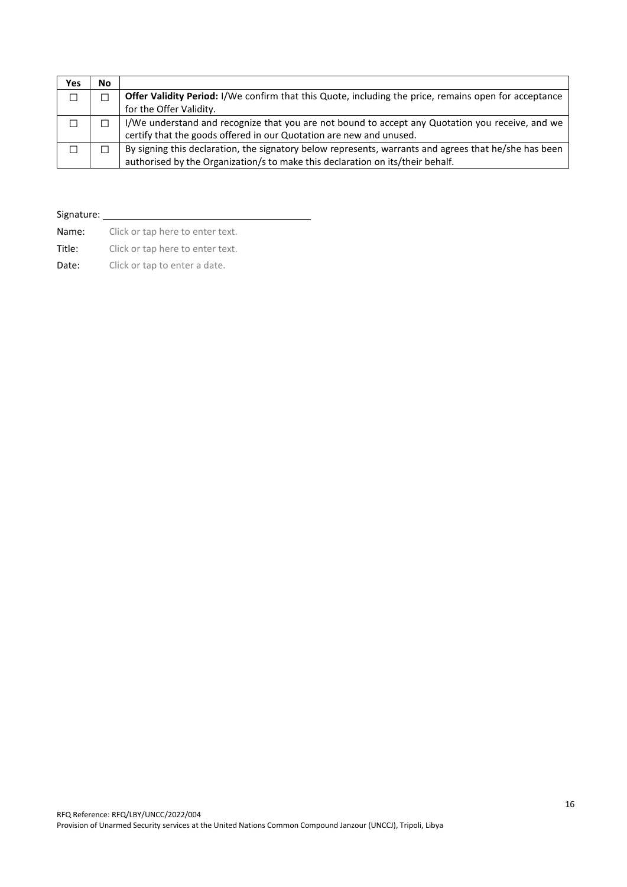| Yes | No | |
|---|---|---|
| ☐ | ☐ | **Offer Validity Period:** I/We confirm that this Quote, including the price, remains open for acceptance for the Offer Validity. |
| ☐ | ☐ | I/We understand and recognize that you are not bound to accept any Quotation you receive, and we certify that the goods offered in our Quotation are new and unused. |
| ☐ | ☐ | By signing this declaration, the signatory below represents, warrants and agrees that he/she has been authorised by the Organization/s to make this declaration on its/their behalf. |

Signature: ________________________________

Name: Click or tap here to enter text.

Title: Click or tap here to enter text.

Date: Click or tap to enter a date.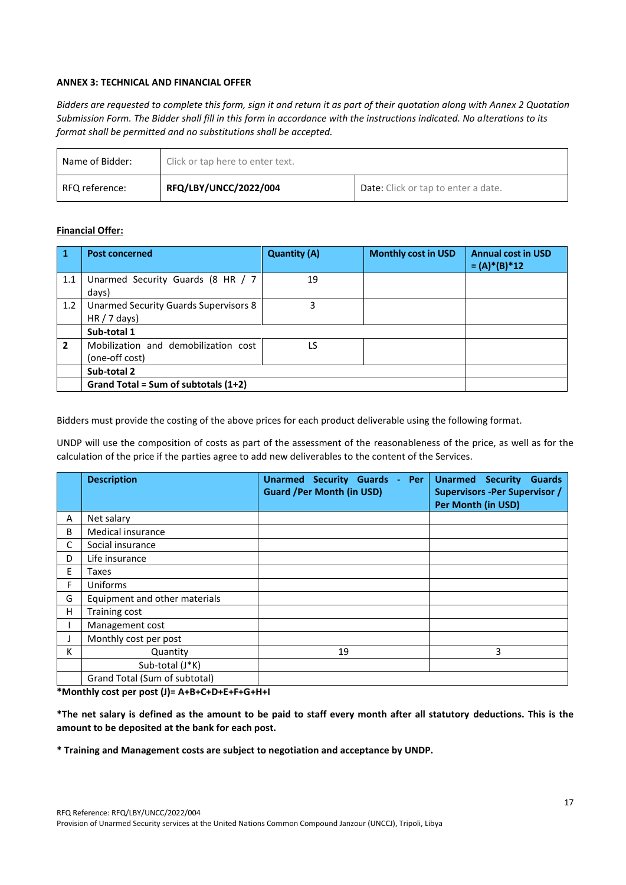**ANNEX 3: TECHNICAL AND FINANCIAL OFFER**

*Bidders are requested to complete this form, sign it and return it as part of their quotation along with Annex 2 Quotation Submission Form. The Bidder shall fill in this form in accordance with the instructions indicated. No alterations to its format shall be permitted and no substitutions shall be accepted.*

| Name of Bidder: | Click or tap here to enter text. | |
|---|---|---|
| RFQ reference: | **RFQ/LBY/UNCC/2022/004** | Date: Click or tap to enter a date. |

**Financial Offer:**

| **1** | **Post concerned** | **Quantity (A)** | **Monthly cost in USD** | **Annual cost in USD = (A)\*(B)\*12** |
|---|---|---|---|---|
| 1.1 | Unarmed Security Guards (8 HR / 7 days) | 19 | | |
| 1.2 | Unarmed Security Guards Supervisors 8 HR / 7 days) | 3 | | |
| | **Sub-total 1** | | | |
| **2** | Mobilization and demobilization cost (one-off cost) | LS | | |
| | **Sub-total 2** | | | |
| | **Grand Total = Sum of subtotals (1+2)** | | | |

Bidders must provide the costing of the above prices for each product deliverable using the following format.

UNDP will use the composition of costs as part of the assessment of the reasonableness of the price, as well as for the calculation of the price if the parties agree to add new deliverables to the content of the Services.

| | **Description** | **Unarmed Security Guards - Per Guard /Per Month (in USD)** | **Unarmed Security Guards Supervisors -Per Supervisor / Per Month (in USD)** |
|---|---|---|---|
| A | Net salary | | |
| B | Medical insurance | | |
| C | Social insurance | | |
| D | Life insurance | | |
| E | Taxes | | |
| F | Uniforms | | |
| G | Equipment and other materials | | |
| H | Training cost | | |
| I | Management cost | | |
| J | Monthly cost per post | | |
| K | Quantity | 19 | 3 |
| | Sub-total (J\*K) | | |
| | Grand Total (Sum of subtotal) | | |

**\*Monthly cost per post (J)= A+B+C+D+E+F+G+H+I**

**\*The net salary is defined as the amount to be paid to staff every month after all statutory deductions. This is the amount to be deposited at the bank for each post.**

**\* Training and Management costs are subject to negotiation and acceptance by UNDP.**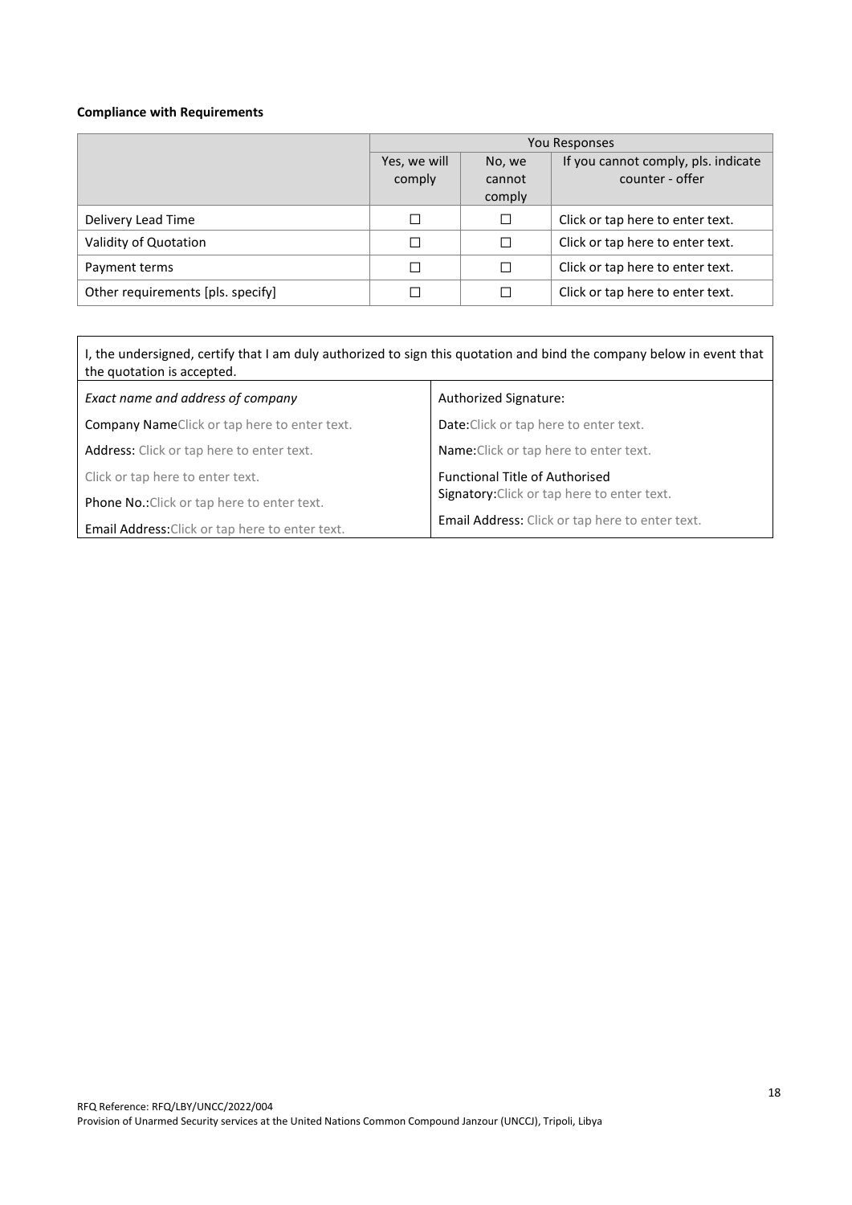**Compliance with Requirements**

| | You Responses | | |
|---|---|---|---|
| | Yes, we will comply | No, we cannot comply | If you cannot comply, pls. indicate counter - offer |
| Delivery Lead Time | ☐ | ☐ | Click or tap here to enter text. |
| Validity of Quotation | ☐ | ☐ | Click or tap here to enter text. |
| Payment terms | ☐ | ☐ | Click or tap here to enter text. |
| Other requirements [pls. specify] | ☐ | ☐ | Click or tap here to enter text. |

| I, the undersigned, certify that I am duly authorized to sign this quotation and bind the company below in event that the quotation is accepted. | |
|---|---|
| *Exact name and address of company* | Authorized Signature: |
| Company NameClick or tap here to enter text. | Date:Click or tap here to enter text. |
| Address: Click or tap here to enter text. | Name:Click or tap here to enter text. |
| Click or tap here to enter text. | Functional Title of Authorised Signatory:Click or tap here to enter text. |
| Phone No.:Click or tap here to enter text. | |
| Email Address:Click or tap here to enter text. | Email Address: Click or tap here to enter text. |

RFQ Reference: RFQ/LBY/UNCC/2022/004
Provision of Unarmed Security services at the United Nations Common Compound Janzour (UNCCJ), Tripoli, Libya